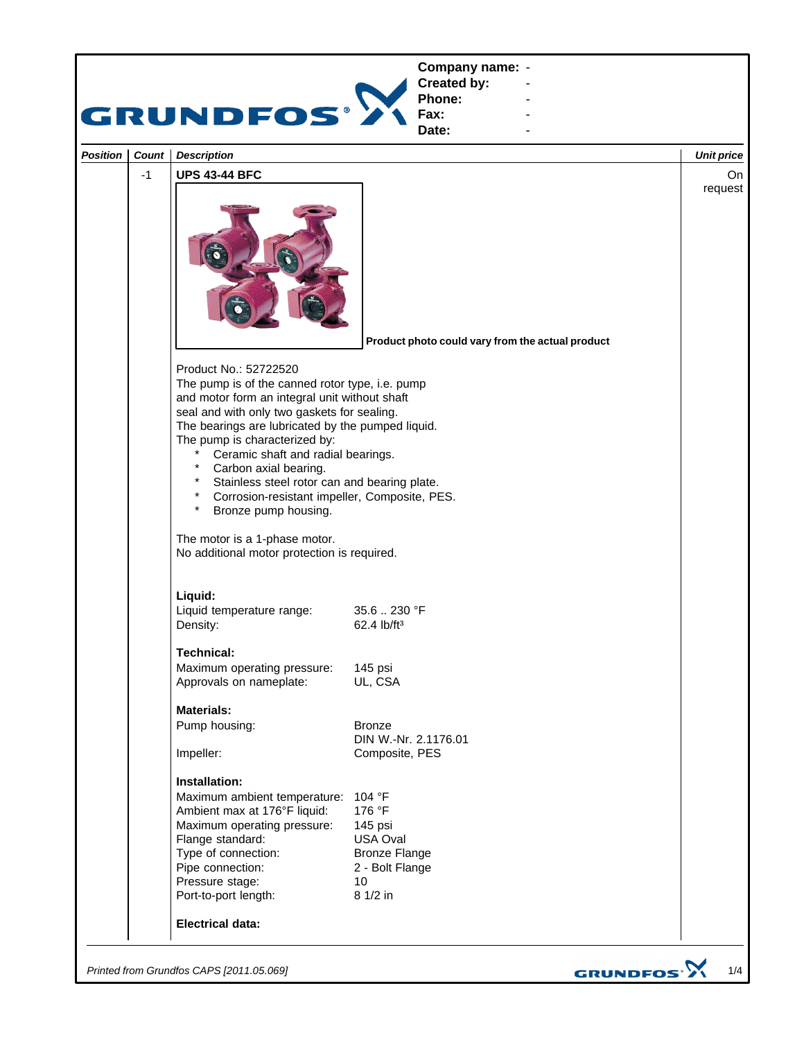GRUNDFOS

**Company name:** -
**Created by:** -
**Phone:** -
**Fax:** -
**Date:** -

| Position | Count | Description | Unit price |
|---|---|---|---|
| | -1 | **UPS 43-44 BFC** | On request |

**Product photo could vary from the actual product**

Product No.: 52722520
The pump is of the canned rotor type, i.e. pump and motor form an integral unit without shaft seal and with only two gaskets for sealing.
The bearings are lubricated by the pumped liquid.
The pump is characterized by:

- Ceramic shaft and radial bearings.
- Carbon axial bearing.
- Stainless steel rotor can and bearing plate.
- Corrosion-resistant impeller, Composite, PES.
- Bronze pump housing.

The motor is a 1-phase motor.
No additional motor protection is required.

**Liquid:**

| | |
|---|---|
| Liquid temperature range: | 35.6 .. 230 °F |
| Density: | 62.4 lb/ft³ |

**Technical:**

| | |
|---|---|
| Maximum operating pressure: | 145 psi |
| Approvals on nameplate: | UL, CSA |

**Materials:**

| | |
|---|---|
| Pump housing: | Bronze<br>DIN W.-Nr. 2.1176.01 |
| Impeller: | Composite, PES |

**Installation:**

| | |
|---|---|
| Maximum ambient temperature: | 104 °F |
| Ambient max at 176°F liquid: | 176 °F |
| Maximum operating pressure: | 145 psi |
| Flange standard: | USA Oval |
| Type of connection: | Bronze Flange |
| Pipe connection: | 2 - Bolt Flange |
| Pressure stage: | 10 |
| Port-to-port length: | 8 1/2 in |

**Electrical data:**

*Printed from Grundfos CAPS [2011.05.069]*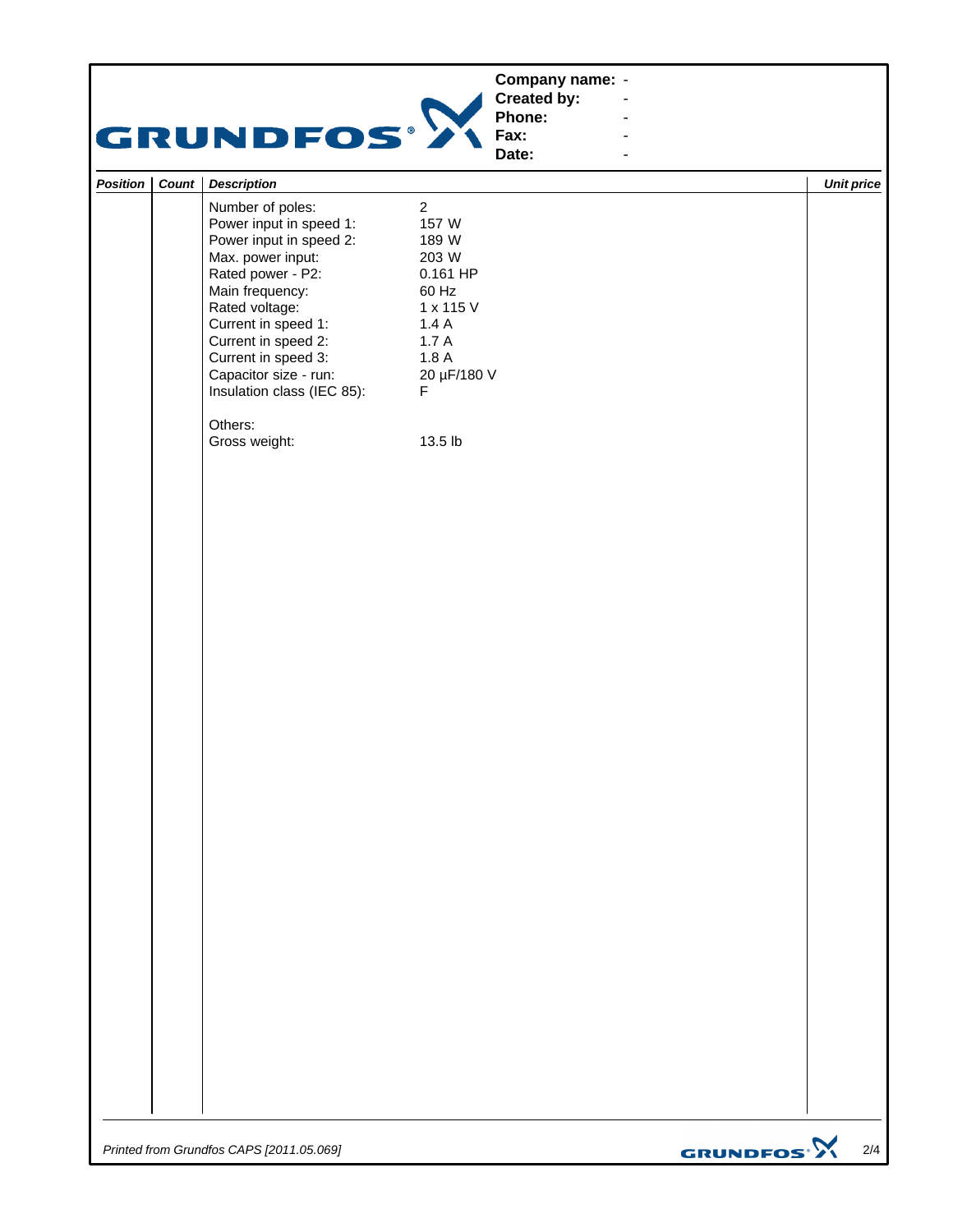**Company name:** -
**Created by:** -
**Phone:** -
**Fax:** -
**Date:** -

| Position | Count | Description | | Unit price |
|---|---|---|---|---|
| | | Number of poles: | 2 | |
| | | Power input in speed 1: | 157 W | |
| | | Power input in speed 2: | 189 W | |
| | | Max. power input: | 203 W | |
| | | Rated power - P2: | 0.161 HP | |
| | | Main frequency: | 60 Hz | |
| | | Rated voltage: | 1 x 115 V | |
| | | Current in speed 1: | 1.4 A | |
| | | Current in speed 2: | 1.7 A | |
| | | Current in speed 3: | 1.8 A | |
| | | Capacitor size - run: | 20 µF/180 V | |
| | | Insulation class (IEC 85): | F | |
| | | Others: | | |
| | | Gross weight: | 13.5 lb | |

*Printed from Grundfos CAPS [2011.05.069]*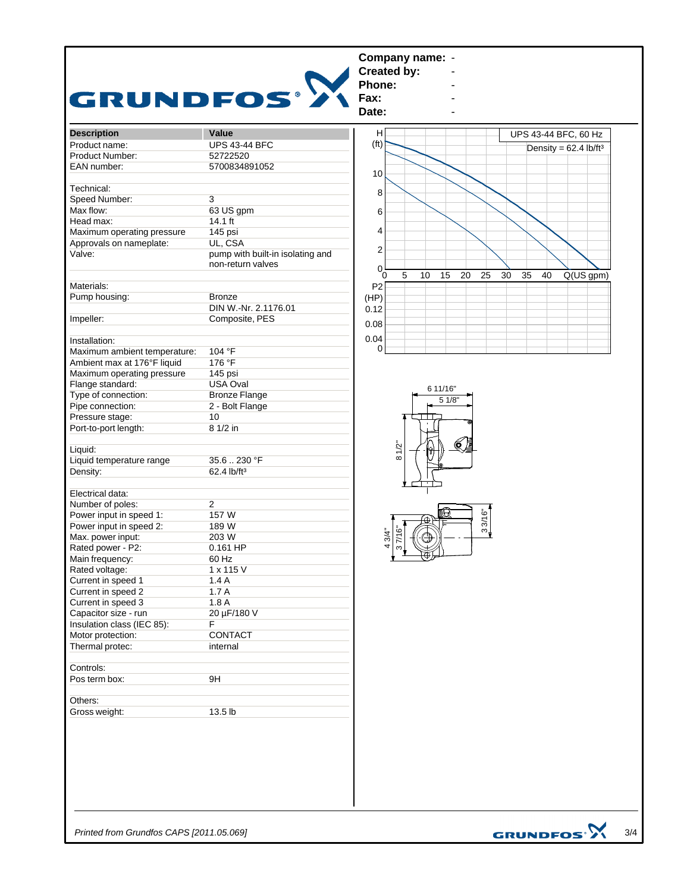**Company name:** -
**Created by:** -
**Phone:** -
**Fax:** -
**Date:** -

| Description | Value |
|---|---|
| Product name: | UPS 43-44 BFC |
| Product Number: | 52722520 |
| EAN number: | 5700834891052 |
| | |
| Technical: | |
| Speed Number: | 3 |
| Max flow: | 63 US gpm |
| Head max: | 14.1 ft |
| Maximum operating pressure | 145 psi |
| Approvals on nameplate: | UL, CSA |
| Valve: | pump with built-in isolating and non-return valves |
| | |
| Materials: | |
| Pump housing: | Bronze |
| | DIN W.-Nr. 2.1176.01 |
| Impeller: | Composite, PES |
| | |
| Installation: | |
| Maximum ambient temperature: | 104 °F |
| Ambient max at 176°F liquid | 176 °F |
| Maximum operating pressure | 145 psi |
| Flange standard: | USA Oval |
| Type of connection: | Bronze Flange |
| Pipe connection: | 2 - Bolt Flange |
| Pressure stage: | 10 |
| Port-to-port length: | 8 1/2 in |
| | |
| Liquid: | |
| Liquid temperature range | 35.6 .. 230 °F |
| Density: | 62.4 lb/ft³ |
| | |
| Electrical data: | |
| Number of poles: | 2 |
| Power input in speed 1: | 157 W |
| Power input in speed 2: | 189 W |
| Max. power input: | 203 W |
| Rated power - P2: | 0.161 HP |
| Main frequency: | 60 Hz |
| Rated voltage: | 1 x 115 V |
| Current in speed 1 | 1.4 A |
| Current in speed 2 | 1.7 A |
| Current in speed 3 | 1.8 A |
| Capacitor size - run | 20 µF/180 V |
| Insulation class (IEC 85): | F |
| Motor protection: | CONTACT |
| Thermal protec: | internal |
| | |
| Controls: | |
| Pos term box: | 9H |
| | |
| Others: | |
| Gross weight: | 13.5 lb |

UPS 43-44 BFC, 60 Hz
Density = 62.4 lb/ft³

H (ft) / Q (US gpm); P2 (HP)

Dimensions: 6 11/16", 5 1/8", 8 1/2", 4 3/4", 3 7/16", 3 3/16"

*Printed from Grundfos CAPS [2011.05.069]*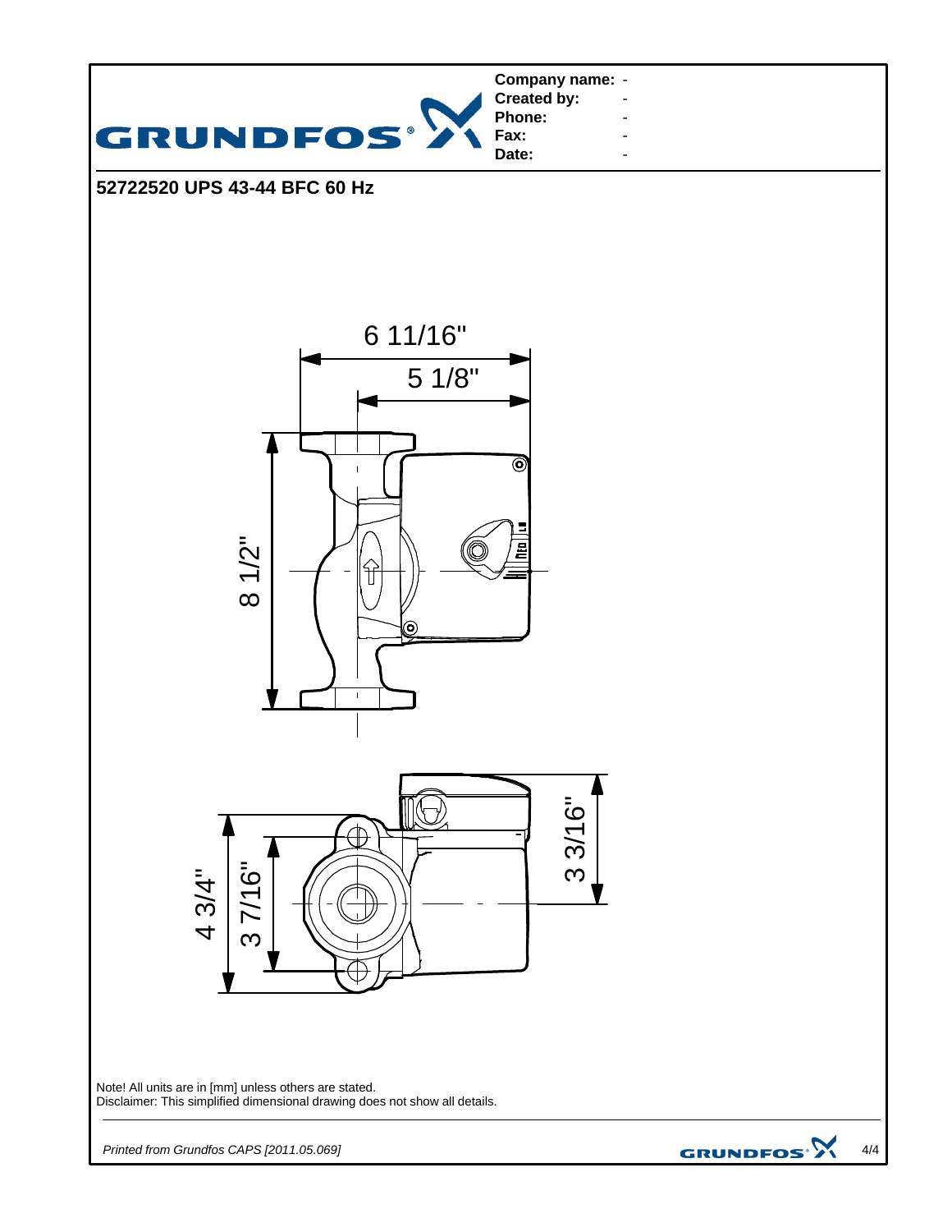| | |
|---|---|
| **Company name:** | - |
| **Created by:** | - |
| **Phone:** | - |
| **Fax:** | - |
| **Date:** | - |

## 52722520 UPS 43-44 BFC 60 Hz

6 11/16"

5 1/8"

8 1/2"

3 3/16"

4 3/4"

3 7/16"

Note! All units are in [mm] unless others are stated.
Disclaimer: This simplified dimensional drawing does not show all details.

*Printed from Grundfos CAPS [2011.05.069]*